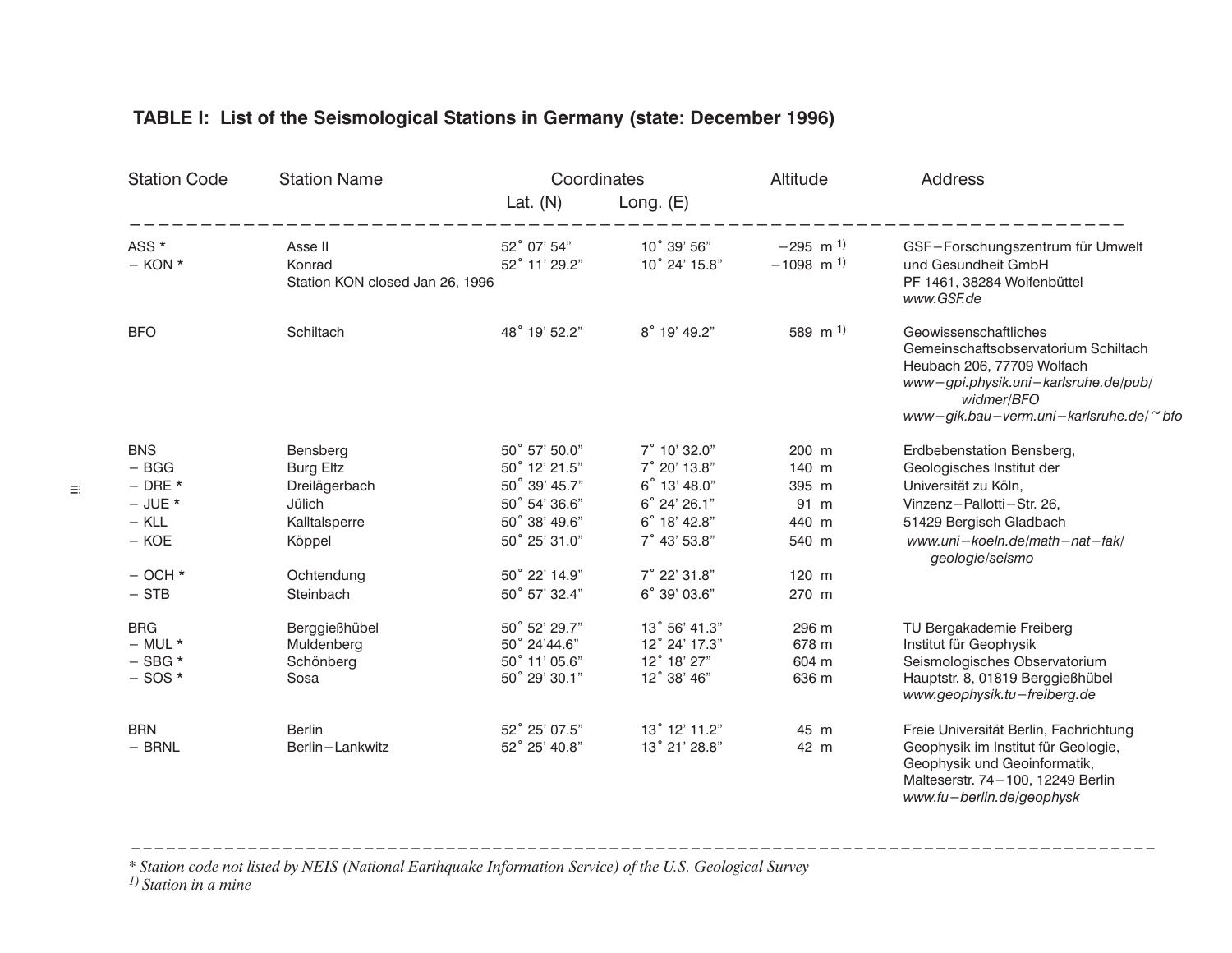**TABLE I: List of the Seismological Stations in Germany (state: December 1996)**

| Station Code | Station Name | Coordinates | | Altitude | Address |
|---|---|---|---|---|---|
| | | Lat. (N) | Long. (E) | | |
| ASS * | Asse II | 52° 07' 54" | 10° 39' 56" | −295 m [1] | GSF−Forschungszentrum für Umwelt |
| − KON * | Konrad | 52° 11' 29.2" | 10° 24' 15.8" | −1098 m [1] | und Gesundheit GmbH |
| | Station KON closed Jan 26, 1996 | | | | PF 1461, 38284 Wolfenbüttel |
| | | | | | *www.GSF.de* |
| BFO | Schiltach | 48° 19' 52.2" | 8° 19' 49.2" | 589 m [1] | Geowissenschaftliches Gemeinschaftsobservatorium Schiltach |
| | | | | | Heubach 206, 77709 Wolfach |
| | | | | | *www−gpi.physik.uni−karlsruhe.de/pub/widmer/BFO* |
| | | | | | *www−gik.bau−verm.uni−karlsruhe.de/~bfo* |
| BNS | Bensberg | 50° 57' 50.0" | 7° 10' 32.0" | 200 m | Erdbebenstation Bensberg, |
| − BGG | Burg Eltz | 50° 12' 21.5" | 7° 20' 13.8" | 140 m | Geologisches Institut der |
| − DRE * | Dreilägerbach | 50° 39' 45.7" | 6° 13' 48.0" | 395 m | Universität zu Köln, |
| − JUE * | Jülich | 50° 54' 36.6" | 6° 24' 26.1" | 91 m | Vinzenz−Pallotti−Str. 26, |
| − KLL | Kalltalsperre | 50° 38' 49.6" | 6° 18' 42.8" | 440 m | 51429 Bergisch Gladbach |
| − KOE | Köppel | 50° 25' 31.0" | 7° 43' 53.8" | 540 m | *www.uni−koeln.de/math−nat−fak/geologie/seismo* |
| − OCH * | Ochtendung | 50° 22' 14.9" | 7° 22' 31.8" | 120 m | |
| − STB | Steinbach | 50° 57' 32.4" | 6° 39' 03.6" | 270 m | |
| BRG | Berggießhübel | 50° 52' 29.7" | 13° 56' 41.3" | 296 m | TU Bergakademie Freiberg |
| − MUL * | Muldenberg | 50° 24'44.6" | 12° 24' 17.3" | 678 m | Institut für Geophysik |
| − SBG * | Schönberg | 50° 11' 05.6" | 12° 18' 27" | 604 m | Seismologisches Observatorium |
| − SOS * | Sosa | 50° 29' 30.1" | 12° 38' 46" | 636 m | Hauptstr. 8, 01819 Berggießhübel |
| | | | | | *www.geophysik.tu−freiberg.de* |
| BRN | Berlin | 52° 25' 07.5" | 13° 12' 11.2" | 45 m | Freie Universität Berlin, Fachrichtung |
| − BRNL | Berlin−Lankwitz | 52° 25' 40.8" | 13° 21' 28.8" | 42 m | Geophysik im Institut für Geologie, |
| | | | | | Geophysik und Geoinformatik, |
| | | | | | Malteserstr. 74−100, 12249 Berlin |
| | | | | | *www.fu−berlin.de/geophysk* |

*\* Station code not listed by NEIS (National Earthquake Information Service) of the U.S. Geological Survey*

*[1] Station in a mine*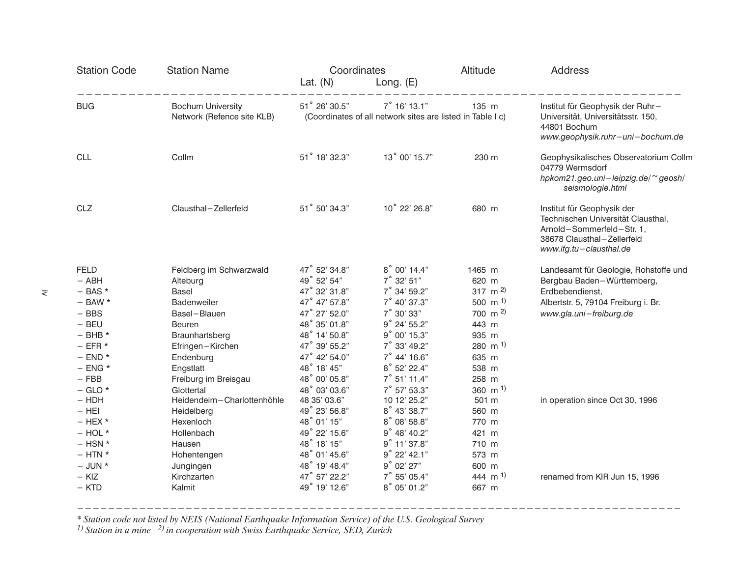| Station Code | Station Name | Coordinates Lat. (N) | Long. (E) | Altitude | Address |
|---|---|---|---|---|---|
| BUG | Bochum University Network (Refence site KLB) | 51° 26' 30.5" | 7° 16' 13.1" | 135 m | Institut für Geophysik der Ruhr−Universität, Universitätsstr. 150, 44801 Bochum *www.geophysik.ruhr−uni−bochum.de* |
| | | (Coordinates of all network sites are listed in Table I c) | | | |
| CLL | Collm | 51° 18' 32.3" | 13° 00' 15.7" | 230 m | Geophysikalisches Observatorium Collm 04779 Wermsdorf *hpkom21.geo.uni−leipzig.de/~geosh/seismologie.html* |
| CLZ | Clausthal−Zellerfeld | 51° 50' 34.3" | 10° 22' 26.8" | 680 m | Institut für Geophysik der Technischen Universität Clausthal, Arnold−Sommerfeld−Str. 1, 38678 Clausthal−Zellerfeld *www.ifg.tu−clausthal.de* |
| FELD | Feldberg im Schwarzwald | 47° 52' 34.8" | 8° 00' 14.4" | 1465 m | Landesamt für Geologie, Rohstoffe und Bergbau Baden−Württemberg, Erdbebendienst, Albertstr. 5, 79104 Freiburg i. Br. *www.gla.uni−freiburg.de* |
| − ABH | Alteburg | 49° 52' 54" | 7° 32' 51" | 620 m | |
| − BAS * | Basel | 47° 32' 31.8" | 7° 34' 59.2" | 317 m [2] | |
| − BAW * | Badenweiler | 47° 47' 57.8" | 7° 40' 37.3" | 500 m [1] | |
| − BBS | Basel−Blauen | 47° 27' 52.0" | 7° 30' 33" | 700 m [2] | |
| − BEU | Beuren | 48° 35' 01.8" | 9° 24' 55.2" | 443 m | |
| − BHB * | Braunhartsberg | 48° 14' 50.8" | 9° 00' 15.3" | 935 m | |
| − EFR * | Efringen−Kirchen | 47° 39' 55.2" | 7° 33' 49.2" | 280 m [1] | |
| − END * | Endenburg | 47° 42' 54.0" | 7° 44' 16.6" | 635 m | |
| − ENG * | Engstlatt | 48° 18' 45" | 8° 52' 22.4" | 538 m | |
| − FBB | Freiburg im Breisgau | 48° 00' 05.8" | 7° 51' 11.4" | 258 m | |
| − GLO * | Glottertal | 48° 03' 03.6" | 7° 57' 53.3" | 360 m [1] | |
| − HDH | Heidendeim−Charlottenhöhle | 48 35' 03.6" | 10 12' 25.2" | 501 m | in operation since Oct 30, 1996 |
| − HEI | Heidelberg | 49° 23' 56.8" | 8° 43' 38.7" | 560 m | |
| − HEX * | Hexenloch | 48° 01' 15" | 8° 08' 58.8" | 770 m | |
| − HOL * | Hollenbach | 49° 22' 15.6" | 9° 48' 40.2" | 421 m | |
| − HSN * | Hausen | 48° 18' 15" | 9° 11' 37.8" | 710 m | |
| − HTN * | Hohentengen | 48° 01' 45.6" | 9° 22' 42.1" | 573 m | |
| − JUN * | Jungingen | 48° 19' 48.4" | 9° 02' 27" | 600 m | |
| − KIZ | Kirchzarten | 47° 57' 22.2" | 7° 55' 05.4" | 444 m [1] | renamed from KIR Jun 15, 1996 |
| − KTD | Kalmit | 49° 19' 12.6" | 8° 05' 01.2" | 667 m | |

*\* Station code not listed by NEIS (National Earthquake Information Service) of the U.S. Geological Survey*
*[1] Station in a mine   [2] in cooperation with Swiss Earthquake Service, SED, Zurich*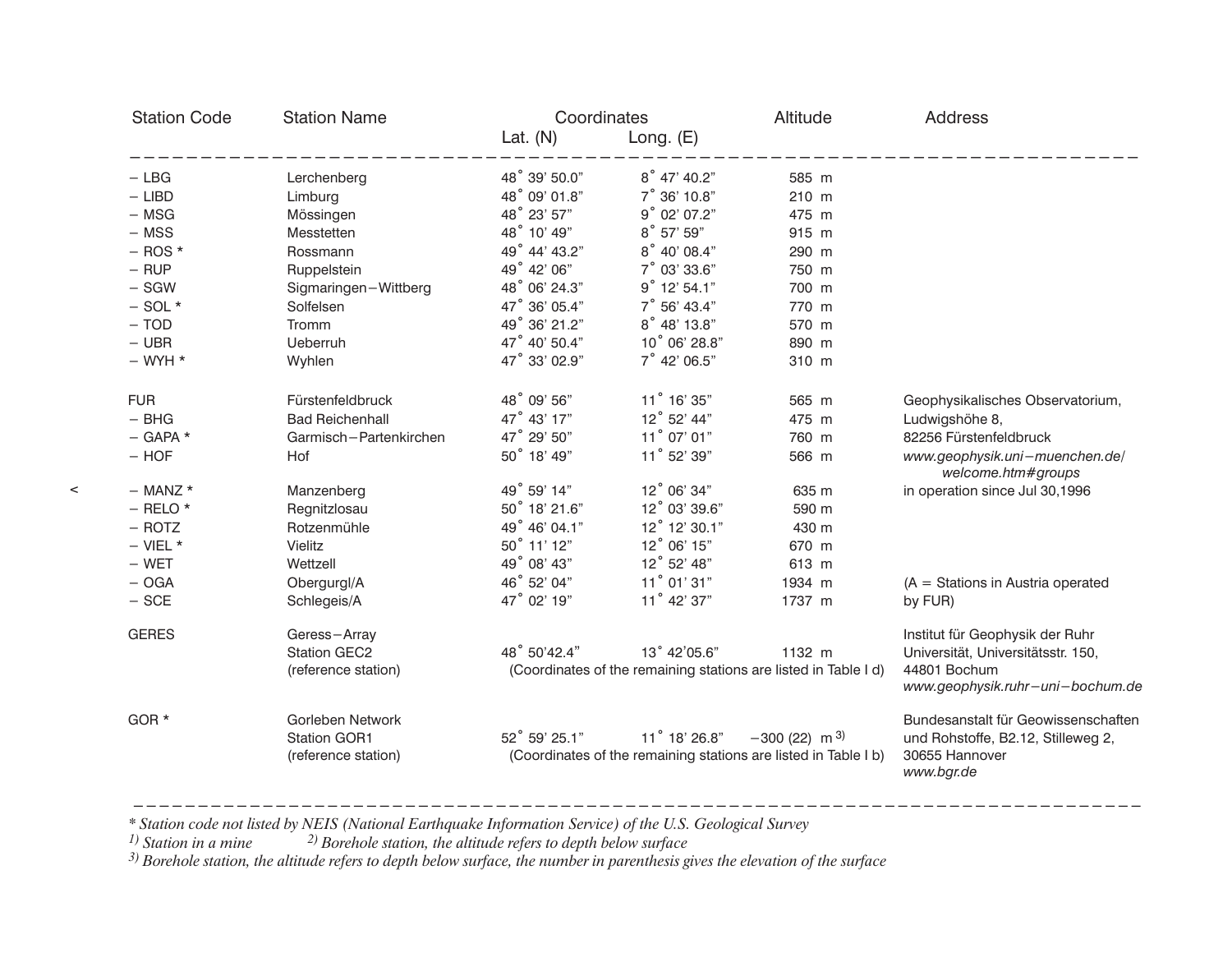| Station Code | Station Name | Coordinates Lat. (N) | Long. (E) | Altitude | Address |
|---|---|---|---|---|---|
| – LBG | Lerchenberg | 48° 39' 50.0" | 8° 47' 40.2" | 585 m | |
| – LIBD | Limburg | 48° 09' 01.8" | 7° 36' 10.8" | 210 m | |
| – MSG | Mössingen | 48° 23' 57" | 9° 02' 07.2" | 475 m | |
| – MSS | Messtetten | 48° 10' 49" | 8° 57' 59" | 915 m | |
| – ROS * | Rossmann | 49° 44' 43.2" | 8° 40' 08.4" | 290 m | |
| – RUP | Ruppelstein | 49° 42' 06" | 7° 03' 33.6" | 750 m | |
| – SGW | Sigmaringen–Wittberg | 48° 06' 24.3" | 9° 12' 54.1" | 700 m | |
| – SOL * | Solfelsen | 47° 36' 05.4" | 7° 56' 43.4" | 770 m | |
| – TOD | Tromm | 49° 36' 21.2" | 8° 48' 13.8" | 570 m | |
| – UBR | Ueberruh | 47° 40' 50.4" | 10° 06' 28.8" | 890 m | |
| – WYH * | Wyhlen | 47° 33' 02.9" | 7° 42' 06.5" | 310 m | |
| FUR | Fürstenfeldbruck | 48° 09' 56" | 11° 16' 35" | 565 m | Geophysikalisches Observatorium, |
| – BHG | Bad Reichenhall | 47° 43' 17" | 12° 52' 44" | 475 m | Ludwigshöhe 8, |
| – GAPA * | Garmisch–Partenkirchen | 47° 29' 50" | 11° 07' 01" | 760 m | 82256 Fürstenfeldbruck |
| – HOF | Hof | 50° 18' 49" | 11° 52' 39" | 566 m | *www.geophysik.uni–muenchen.de/welcome.htm#groups* |
| – MANZ * | Manzenberg | 49° 59' 14" | 12° 06' 34" | 635 m | in operation since Jul 30,1996 |
| – RELO * | Regnitzlosau | 50° 18' 21.6" | 12° 03' 39.6" | 590 m | |
| – ROTZ | Rotzenmühle | 49° 46' 04.1" | 12° 12' 30.1" | 430 m | |
| – VIEL * | Vielitz | 50° 11' 12" | 12° 06' 15" | 670 m | |
| – WET | Wettzell | 49° 08' 43" | 12° 52' 48" | 613 m | |
| – OGA | Obergurgl/A | 46° 52' 04" | 11° 01' 31" | 1934 m | (A = Stations in Austria operated |
| – SCE | Schlegeis/A | 47° 02' 19" | 11° 42' 37" | 1737 m | by FUR) |
| GERES | Geress–Array Station GEC2 (reference station) | 48° 50'42.4" | 13° 42'05.6" | 1132 m | Institut für Geophysik der Ruhr Universität, Universitätsstr. 150, 44801 Bochum *www.geophysik.ruhr–uni–bochum.de* |
| | | (Coordinates of the remaining stations are listed in Table I d) | | | |
| GOR * | Gorleben Network Station GOR1 (reference station) | 52° 59' 25.1" | 11° 18' 26.8" | –300 (22) m [3] | Bundesanstalt für Geowissenschaften und Rohstoffe, B2.12, Stilleweg 2, 30655 Hannover *www.bgr.de* |
| | | (Coordinates of the remaining stations are listed in Table I b) | | | |

*\* Station code not listed by NEIS (National Earthquake Information Service) of the U.S. Geological Survey*

*[1] Station in a mine [2] Borehole station, the altitude refers to depth below surface*

*[3] Borehole station, the altitude refers to depth below surface, the number in parenthesis gives the elevation of the surface*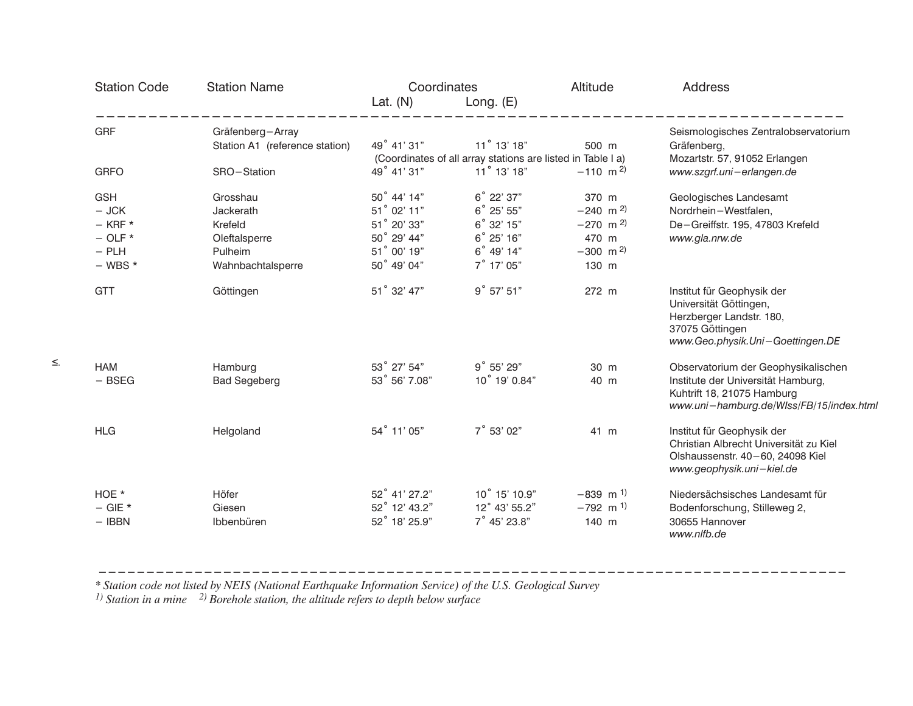| Station Code | Station Name | Coordinates Lat. (N) | Long. (E) | Altitude | Address |
|---|---|---|---|---|---|
| GRF | Gräfenberg−Array | | | | Seismologisches Zentralobservatorium |
| | Station A1 (reference station) | 49° 41' 31" | 11° 13' 18" | 500 m | Gräfenberg, |
| | | (Coordinates of all array stations are listed in Table I a) | | | Mozartstr. 57, 91052 Erlangen |
| GRFO | SRO−Station | 49° 41' 31" | 11° 13' 18" | −110 m [2] | *www.szgrf.uni−erlangen.de* |
| GSH | Grosshau | 50° 44' 14" | 6° 22' 37" | 370 m | Geologisches Landesamt |
| − JCK | Jackerath | 51° 02' 11" | 6° 25' 55" | −240 m [2] | Nordrhein−Westfalen, |
| − KRF * | Krefeld | 51° 20' 33" | 6° 32' 15" | −270 m [2] | De−Greiffstr. 195, 47803 Krefeld |
| − OLF * | Oleftalsperre | 50° 29' 44" | 6° 25' 16" | 470 m | *www.gla.nrw.de* |
| − PLH | Pulheim | 51° 00' 19" | 6° 49' 14" | −300 m [2] | |
| − WBS * | Wahnbachtalsperre | 50° 49' 04" | 7° 17' 05" | 130 m | |
| GTT | Göttingen | 51° 32' 47" | 9° 57' 51" | 272 m | Institut für Geophysik der Universität Göttingen, Herzberger Landstr. 180, 37075 Göttingen *www.Geo.physik.Uni−Goettingen.DE* |
| HAM | Hamburg | 53° 27' 54" | 9° 55' 29" | 30 m | Observatorium der Geophysikalischen |
| − BSEG | Bad Segeberg | 53° 56' 7.08" | 10° 19' 0.84" | 40 m | Institute der Universität Hamburg, Kuhtrift 18, 21075 Hamburg *www.uni−hamburg.de/WIss/FB/15/index.html* |
| HLG | Helgoland | 54° 11' 05" | 7° 53' 02" | 41 m | Institut für Geophysik der Christian Albrecht Universität zu Kiel Olshaussenstr. 40−60, 24098 Kiel *www.geophysik.uni−kiel.de* |
| HOE * | Höfer | 52° 41' 27.2" | 10° 15' 10.9" | −839 m [1] | Niedersächsisches Landesamt für |
| − GIE * | Giesen | 52° 12' 43.2" | 12° 43' 55.2" | −792 m [1] | Bodenforschung, Stilleweg 2, |
| − IBBN | Ibbenbüren | 52° 18' 25.9" | 7° 45' 23.8" | 140 m | 30655 Hannover *www.nlfb.de* |

*\* Station code not listed by NEIS (National Earthquake Information Service) of the U.S. Geological Survey*
*[1] Station in a mine [2] Borehole station, the altitude refers to depth below surface*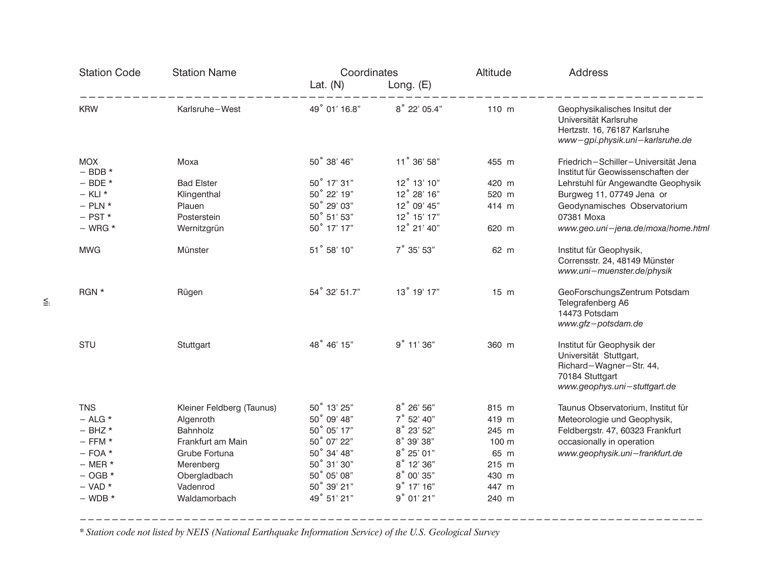| Station Code | Station Name | Coordinates Lat. (N) | Long. (E) | Altitude | Address |
|---|---|---|---|---|---|
| KRW | Karlsruhe−West | 49° 01' 16.8" | 8° 22' 05.4" | 110 m | Geophysikalisches Insitut der Universität Karlsruhe<br>Hertzstr. 16, 76187 Karlsruhe<br>*www−gpi.physik.uni−karlsruhe.de* |
| MOX | Moxa | 50° 38' 46" | 11° 36' 58" | 455 m | Friedrich−Schiller−Universität Jena |
| − BDB * | | | | | Institut für Geowissenschaften der |
| − BDE * | Bad Elster | 50° 17' 31" | 12° 13' 10" | 420 m | Lehrstuhl für Angewandte Geophysik |
| − KLI * | Klingenthal | 50° 22' 19" | 12° 28' 16" | 520 m | Burgweg 11, 07749 Jena or |
| − PLN * | Plauen | 50° 29' 03" | 12° 09' 45" | 414 m | Geodynamisches Observatorium |
| − PST * | Posterstein | 50° 51' 53" | 12° 15' 17" | | 07381 Moxa |
| − WRG * | Wernitzgrün | 50° 17' 17" | 12° 21' 40" | 620 m | *www.geo.uni−jena.de/moxa/home.html* |
| MWG | Münster | 51° 58' 10" | 7° 35' 53" | 62 m | Institut für Geophysik,<br>Corrensstr. 24, 48149 Münster<br>*www.uni−muenster.de/physik* |
| RGN * | Rügen | 54° 32' 51.7" | 13° 19' 17" | 15 m | GeoForschungsZentrum Potsdam<br>Telegrafenberg A6<br>14473 Potsdam<br>*www.gfz−potsdam.de* |
| STU | Stuttgart | 48° 46' 15" | 9° 11' 36" | 360 m | Institut für Geophysik der Universität Stuttgart,<br>Richard−Wagner−Str. 44,<br>70184 Stuttgart<br>*www.geophys.uni−stuttgart.de* |
| TNS | Kleiner Feldberg (Taunus) | 50° 13' 25" | 8° 26' 56" | 815 m | Taunus Observatorium, Institut für |
| − ALG * | Algenroth | 50° 09' 48" | 7° 52' 40" | 419 m | Meteorologie und Geophysik, |
| − BHZ * | Bahnholz | 50° 05' 17" | 8° 23' 52" | 245 m | Feldbergstr. 47, 60323 Frankfurt |
| − FFM * | Frankfurt am Main | 50° 07' 22" | 8° 39' 38" | 100 m | occasionally in operation |
| − FOA * | Grube Fortuna | 50° 34' 48" | 8° 25' 01" | 65 m | *www.geophysik.uni−frankfurt.de* |
| − MER * | Merenberg | 50° 31' 30" | 8° 12' 36" | 215 m | |
| − OGB * | Obergladbach | 50° 05' 08" | 8° 00' 35" | 430 m | |
| − VAD * | Vadenrod | 50° 39' 21" | 9° 17' 16" | 447 m | |
| − WDB * | Waldamorbach | 49° 51' 21" | 9° 01' 21" | 240 m | |

*\* Station code not listed by NEIS (National Earthquake Information Service) of the U.S. Geological Survey*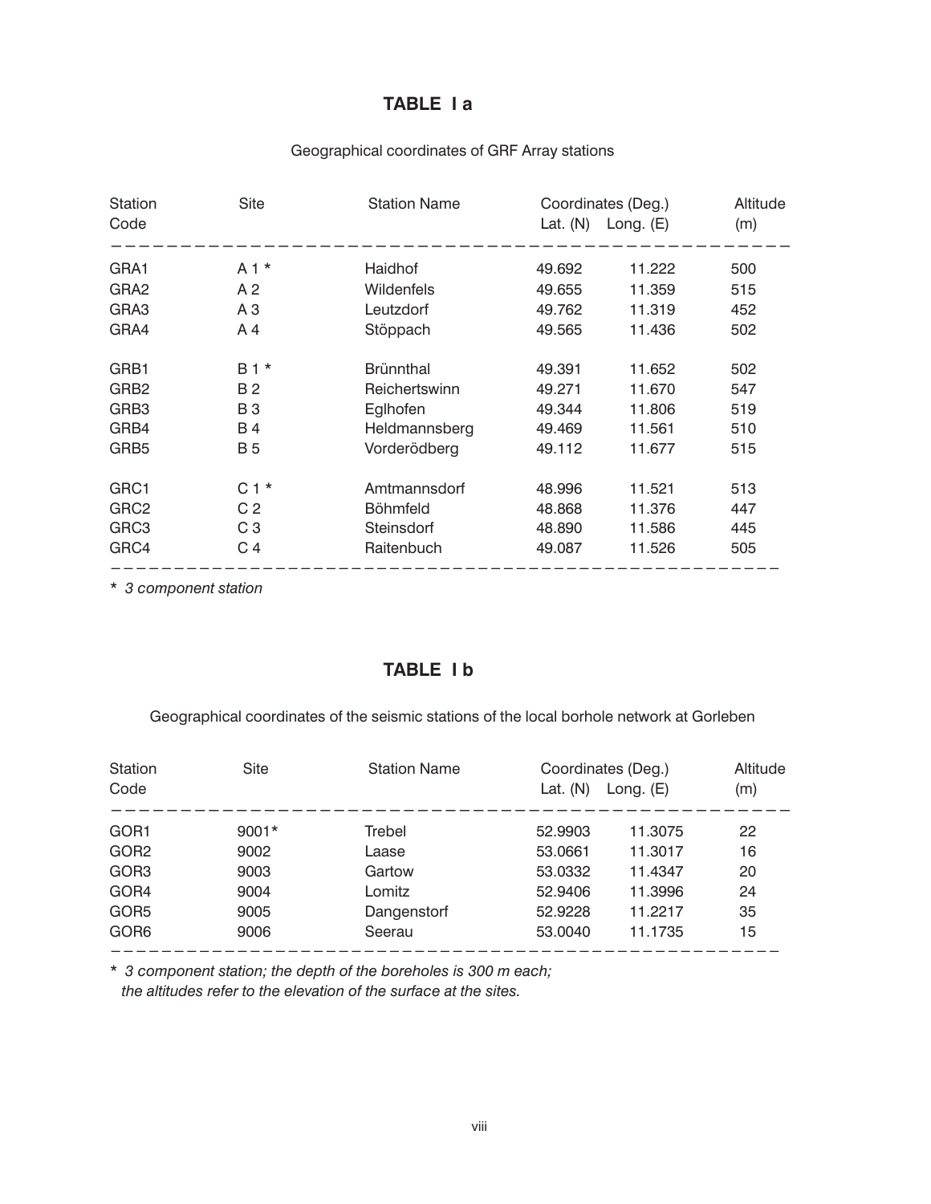## TABLE I a

Geographical coordinates of GRF Array stations

| Station Code | Site | Station Name | Coordinates (Deg.) Lat. (N) | Long. (E) | Altitude (m) |
|---|---|---|---|---|---|
| GRA1 | A 1 * | Haidhof | 49.692 | 11.222 | 500 |
| GRA2 | A 2 | Wildenfels | 49.655 | 11.359 | 515 |
| GRA3 | A 3 | Leutzdorf | 49.762 | 11.319 | 452 |
| GRA4 | A 4 | Stöppach | 49.565 | 11.436 | 502 |
| GRB1 | B 1 * | Brünnthal | 49.391 | 11.652 | 502 |
| GRB2 | B 2 | Reichertswinn | 49.271 | 11.670 | 547 |
| GRB3 | B 3 | Eglhofen | 49.344 | 11.806 | 519 |
| GRB4 | B 4 | Heldmannsberg | 49.469 | 11.561 | 510 |
| GRB5 | B 5 | Vorderödberg | 49.112 | 11.677 | 515 |
| GRC1 | C 1 * | Amtmannsdorf | 48.996 | 11.521 | 513 |
| GRC2 | C 2 | Böhmfeld | 48.868 | 11.376 | 447 |
| GRC3 | C 3 | Steinsdorf | 48.890 | 11.586 | 445 |
| GRC4 | C 4 | Raitenbuch | 49.087 | 11.526 | 505 |

*\* 3 component station*

## TABLE I b

Geographical coordinates of the seismic stations of the local borhole network at Gorleben

| Station Code | Site | Station Name | Coordinates (Deg.) Lat. (N) | Long. (E) | Altitude (m) |
|---|---|---|---|---|---|
| GOR1 | 9001* | Trebel | 52.9903 | 11.3075 | 22 |
| GOR2 | 9002 | Laase | 53.0661 | 11.3017 | 16 |
| GOR3 | 9003 | Gartow | 53.0332 | 11.4347 | 20 |
| GOR4 | 9004 | Lomitz | 52.9406 | 11.3996 | 24 |
| GOR5 | 9005 | Dangenstorf | 52.9228 | 11.2217 | 35 |
| GOR6 | 9006 | Seerau | 53.0040 | 11.1735 | 15 |

*\* 3 component station; the depth of the boreholes is 300 m each; the altitudes refer to the elevation of the surface at the sites.*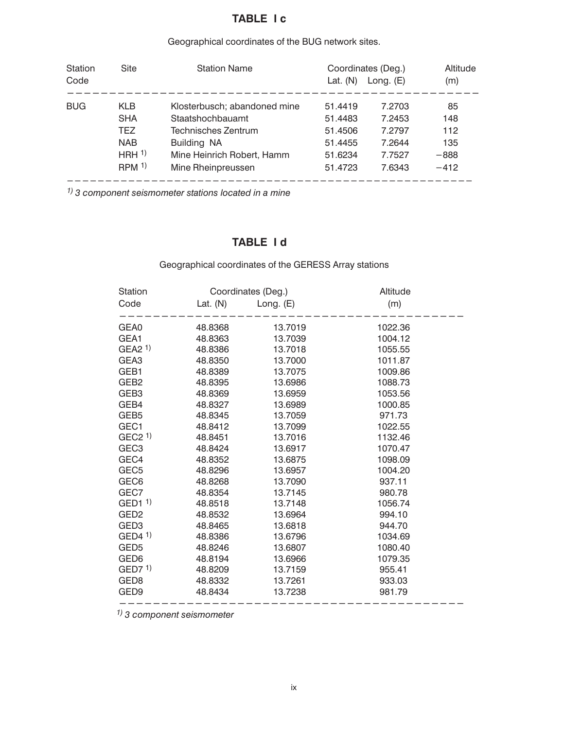## TABLE I c

Geographical coordinates of the BUG network sites.

| Station Code | Site | Station Name | Coordinates (Deg.) Lat. (N) | Long. (E) | Altitude (m) |
|---|---|---|---|---|---|
| BUG | KLB | Klosterbusch; abandoned mine | 51.4419 | 7.2703 | 85 |
| | SHA | Staatshochbauamt | 51.4483 | 7.2453 | 148 |
| | TEZ | Technisches Zentrum | 51.4506 | 7.2797 | 112 |
| | NAB | Building NA | 51.4455 | 7.2644 | 135 |
| | HRH [1)] | Mine Heinrich Robert, Hamm | 51.6234 | 7.7527 | −888 |
| | RPM [1)] | Mine Rheinpreussen | 51.4723 | 7.6343 | −412 |

*[1)] 3 component seismometer stations located in a mine*

## TABLE I d

Geographical coordinates of the GERESS Array stations

| Station Code | Coordinates (Deg.) Lat. (N) | Long. (E) | Altitude (m) |
|---|---|---|---|
| GEA0 | 48.8368 | 13.7019 | 1022.36 |
| GEA1 | 48.8363 | 13.7039 | 1004.12 |
| GEA2 [1)] | 48.8386 | 13.7018 | 1055.55 |
| GEA3 | 48.8350 | 13.7000 | 1011.87 |
| GEB1 | 48.8389 | 13.7075 | 1009.86 |
| GEB2 | 48.8395 | 13.6986 | 1088.73 |
| GEB3 | 48.8369 | 13.6959 | 1053.56 |
| GEB4 | 48.8327 | 13.6989 | 1000.85 |
| GEB5 | 48.8345 | 13.7059 | 971.73 |
| GEC1 | 48.8412 | 13.7099 | 1022.55 |
| GEC2 [1)] | 48.8451 | 13.7016 | 1132.46 |
| GEC3 | 48.8424 | 13.6917 | 1070.47 |
| GEC4 | 48.8352 | 13.6875 | 1098.09 |
| GEC5 | 48.8296 | 13.6957 | 1004.20 |
| GEC6 | 48.8268 | 13.7090 | 937.11 |
| GEC7 | 48.8354 | 13.7145 | 980.78 |
| GED1 [1)] | 48.8518 | 13.7148 | 1056.74 |
| GED2 | 48.8532 | 13.6964 | 994.10 |
| GED3 | 48.8465 | 13.6818 | 944.70 |
| GED4 [1)] | 48.8386 | 13.6796 | 1034.69 |
| GED5 | 48.8246 | 13.6807 | 1080.40 |
| GED6 | 48.8194 | 13.6966 | 1079.35 |
| GED7 [1)] | 48.8209 | 13.7159 | 955.41 |
| GED8 | 48.8332 | 13.7261 | 933.03 |
| GED9 | 48.8434 | 13.7238 | 981.79 |

*[1)] 3 component seismometer*